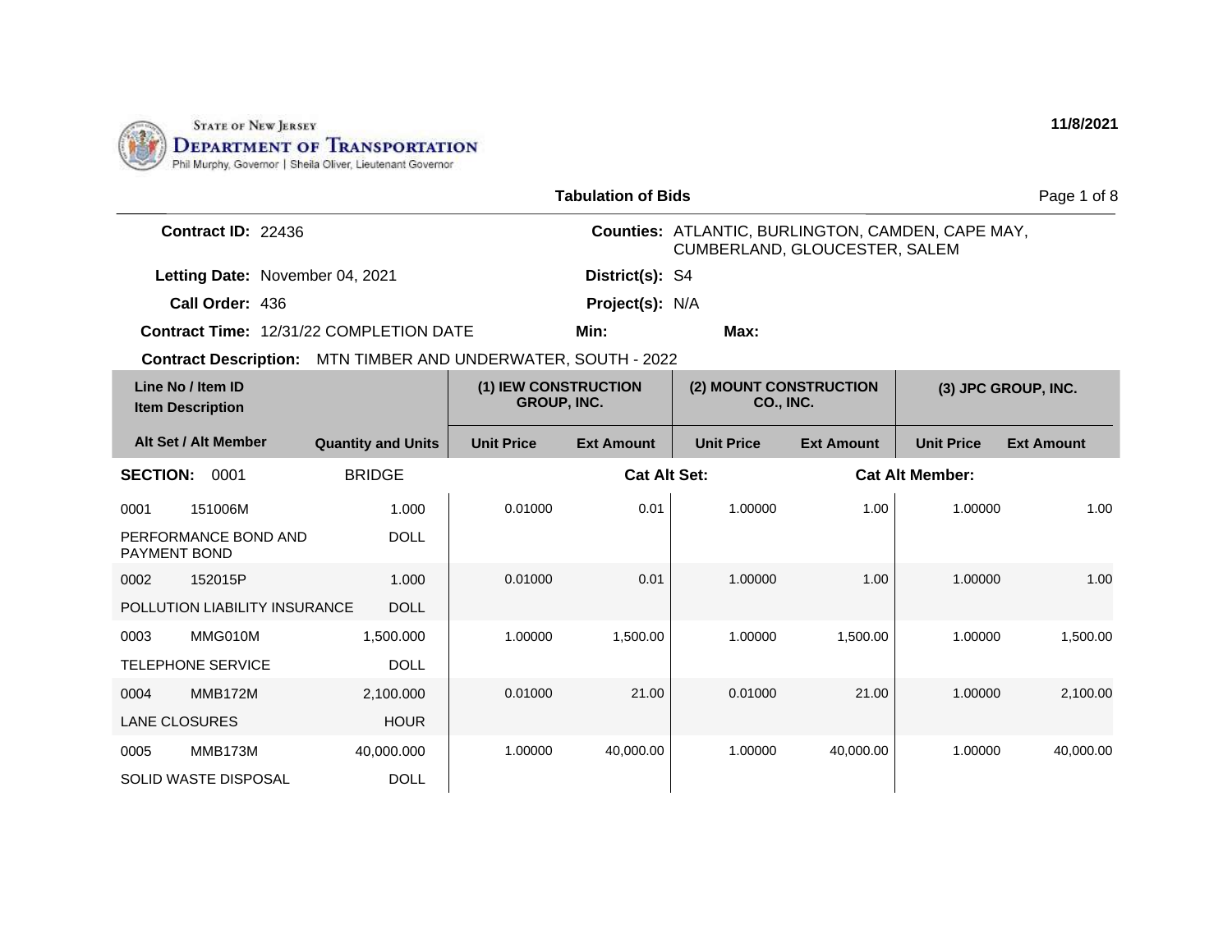STATE OF NEW JERSEY
DEPARTMENT OF TRANSPORTATION
Phil Murphy, Governor | Sheila Oliver, Lieutenant Governor

11/8/2021

## Tabulation of Bids

**Contract ID:** 22436

**Counties:** ATLANTIC, BURLINGTON, CAMDEN, CAPE MAY, CUMBERLAND, GLOUCESTER, SALEM

**Letting Date:** November 04, 2021

**District(s):** S4

**Call Order:** 436

**Project(s):** N/A

**Contract Time:** 12/31/22 COMPLETION DATE

**Min:**

**Max:**

**Contract Description:** MTN TIMBER AND UNDERWATER, SOUTH - 2022

| Line No / Item ID<br>Item Description | | Quantity and Units | (1) IEW CONSTRUCTION GROUP, INC. | | (2) MOUNT CONSTRUCTION CO., INC. | | (3) JPC GROUP, INC. | |
|---|---|---|---|---|---|---|---|---|
| Alt Set / Alt Member | | | Unit Price | Ext Amount | Unit Price | Ext Amount | Unit Price | Ext Amount |
| **SECTION:** 0001 | | BRIDGE | | **Cat Alt Set:** | | **Cat Alt Member:** | | |
| 0001 | 151006M | 1.000 | 0.01000 | 0.01 | 1.00000 | 1.00 | 1.00000 | 1.00 |
| PERFORMANCE BOND AND PAYMENT BOND | | DOLL | | | | | | |
| 0002 | 152015P | 1.000 | 0.01000 | 0.01 | 1.00000 | 1.00 | 1.00000 | 1.00 |
| POLLUTION LIABILITY INSURANCE | | DOLL | | | | | | |
| 0003 | MMG010M | 1,500.000 | 1.00000 | 1,500.00 | 1.00000 | 1,500.00 | 1.00000 | 1,500.00 |
| TELEPHONE SERVICE | | DOLL | | | | | | |
| 0004 | MMB172M | 2,100.000 | 0.01000 | 21.00 | 0.01000 | 21.00 | 1.00000 | 2,100.00 |
| LANE CLOSURES | | HOUR | | | | | | |
| 0005 | MMB173M | 40,000.000 | 1.00000 | 40,000.00 | 1.00000 | 40,000.00 | 1.00000 | 40,000.00 |
| SOLID WASTE DISPOSAL | | DOLL | | | | | | |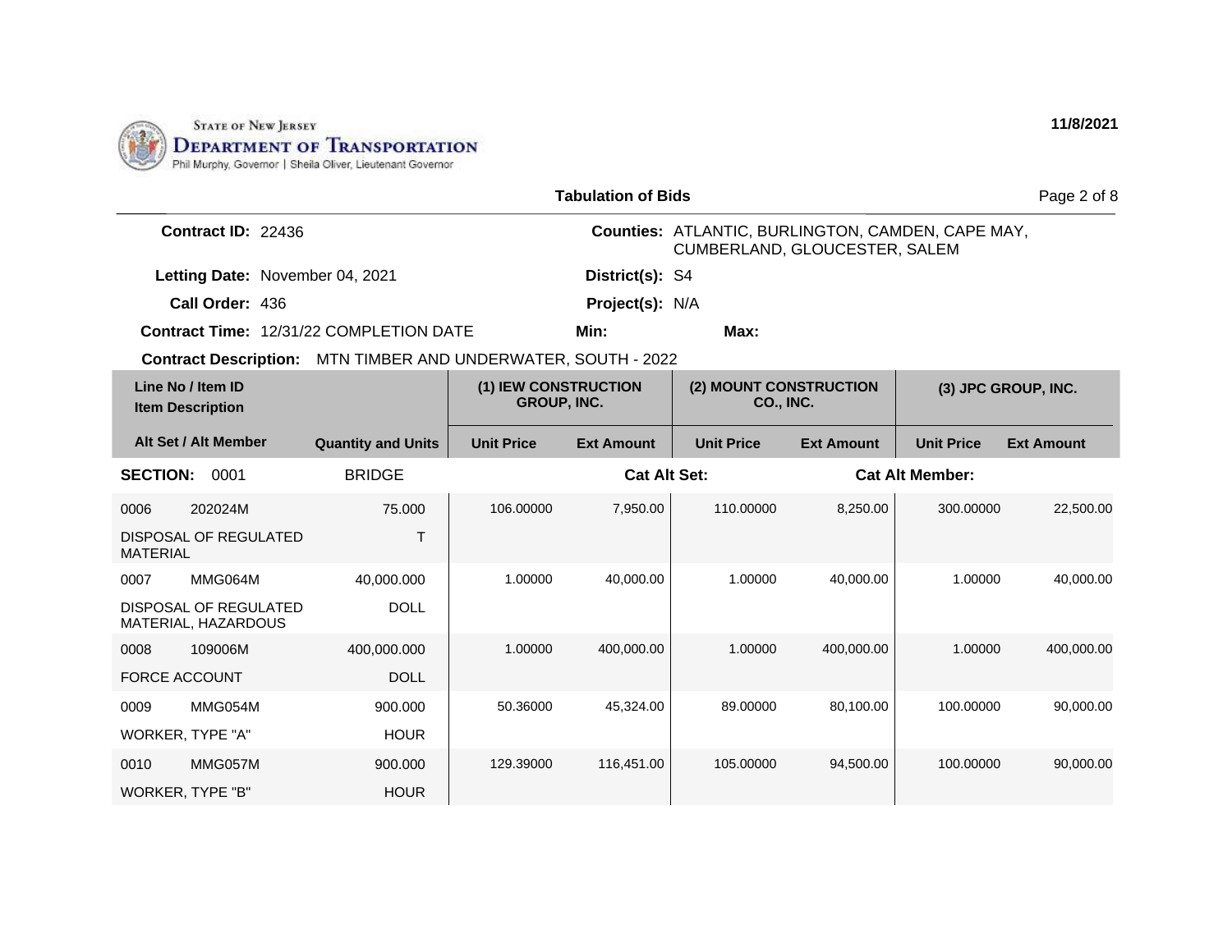STATE OF NEW JERSEY
DEPARTMENT OF TRANSPORTATION
Phil Murphy, Governor | Sheila Oliver, Lieutenant Governor

11/8/2021

## Tabulation of Bids

**Contract ID:** 22436

**Counties:** ATLANTIC, BURLINGTON, CAMDEN, CAPE MAY, CUMBERLAND, GLOUCESTER, SALEM

**Letting Date:** November 04, 2021

**District(s):** S4

**Call Order:** 436

**Project(s):** N/A

**Contract Time:** 12/31/22 COMPLETION DATE

**Min:**

**Max:**

**Contract Description:** MTN TIMBER AND UNDERWATER, SOUTH - 2022

| Line No / Item ID<br>Item Description | | | (1) IEW CONSTRUCTION GROUP, INC. | | (2) MOUNT CONSTRUCTION CO., INC. | | (3) JPC GROUP, INC. | |
|---|---|---|---|---|---|---|---|---|
| **Alt Set / Alt Member** | | **Quantity and Units** | **Unit Price** | **Ext Amount** | **Unit Price** | **Ext Amount** | **Unit Price** | **Ext Amount** |
| **SECTION:** | 0001 | BRIDGE | | **Cat Alt Set:** | | **Cat Alt Member:** | | |
| 0006 | 202024M | 75.000 | 106.00000 | 7,950.00 | 110.00000 | 8,250.00 | 300.00000 | 22,500.00 |
| DISPOSAL OF REGULATED MATERIAL | | T | | | | | | |
| 0007 | MMG064M | 40,000.000 | 1.00000 | 40,000.00 | 1.00000 | 40,000.00 | 1.00000 | 40,000.00 |
| DISPOSAL OF REGULATED MATERIAL, HAZARDOUS | | DOLL | | | | | | |
| 0008 | 109006M | 400,000.000 | 1.00000 | 400,000.00 | 1.00000 | 400,000.00 | 1.00000 | 400,000.00 |
| FORCE ACCOUNT | | DOLL | | | | | | |
| 0009 | MMG054M | 900.000 | 50.36000 | 45,324.00 | 89.00000 | 80,100.00 | 100.00000 | 90,000.00 |
| WORKER, TYPE "A" | | HOUR | | | | | | |
| 0010 | MMG057M | 900.000 | 129.39000 | 116,451.00 | 105.00000 | 94,500.00 | 100.00000 | 90,000.00 |
| WORKER, TYPE "B" | | HOUR | | | | | | |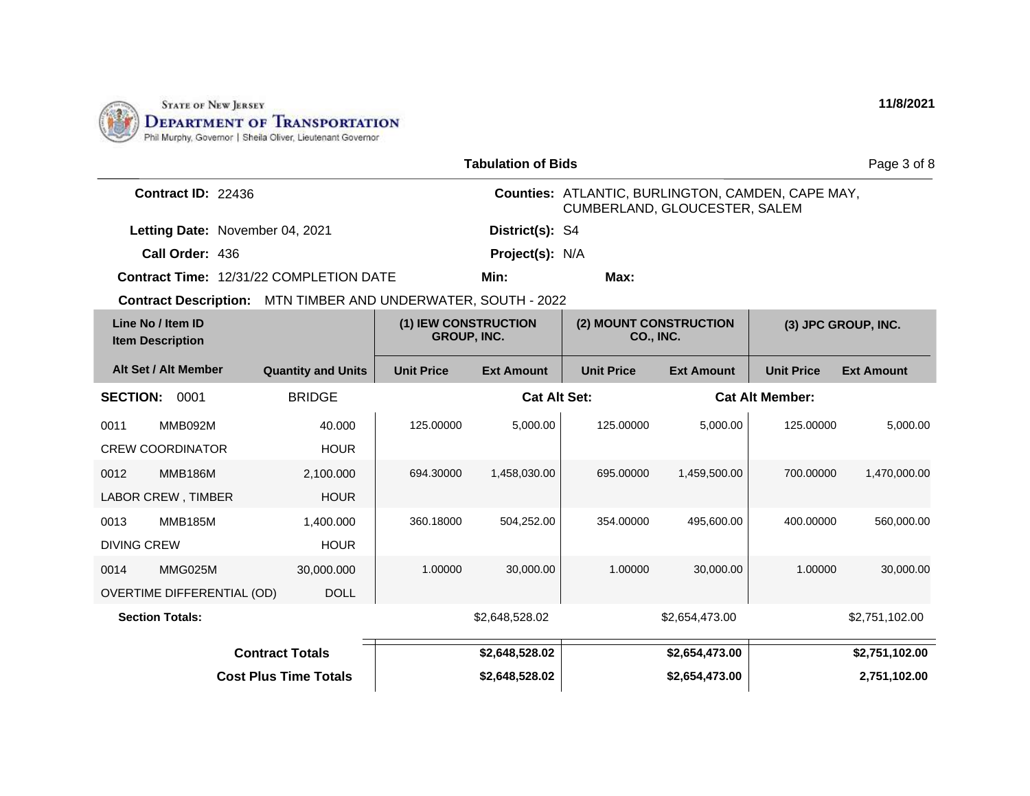STATE OF NEW JERSEY
DEPARTMENT OF TRANSPORTATION
Phil Murphy, Governor | Sheila Oliver, Lieutenant Governor

11/8/2021

## Tabulation of Bids

**Contract ID:** 22436

**Counties:** ATLANTIC, BURLINGTON, CAMDEN, CAPE MAY, CUMBERLAND, GLOUCESTER, SALEM

**Letting Date:** November 04, 2021

**District(s):** S4

**Call Order:** 436

**Project(s):** N/A

**Contract Time:** 12/31/22 COMPLETION DATE

**Min:**

**Max:**

**Contract Description:** MTN TIMBER AND UNDERWATER, SOUTH - 2022

| Line No / Item ID / Item Description | Alt Set / Alt Member | Quantity and Units | (1) IEW CONSTRUCTION GROUP, INC. Unit Price | (1) IEW CONSTRUCTION GROUP, INC. Ext Amount | (2) MOUNT CONSTRUCTION CO., INC. Unit Price | (2) MOUNT CONSTRUCTION CO., INC. Ext Amount | (3) JPC GROUP, INC. Unit Price | (3) JPC GROUP, INC. Ext Amount |
|---|---|---|---|---|---|---|---|---|
| **SECTION: 0001** | | BRIDGE | | **Cat Alt Set:** | | **Cat Alt Member:** | | |
| 0011 MMB092M CREW COORDINATOR | | 40.000 HOUR | 125.00000 | 5,000.00 | 125.00000 | 5,000.00 | 125.00000 | 5,000.00 |
| 0012 MMB186M LABOR CREW , TIMBER | | 2,100.000 HOUR | 694.30000 | 1,458,030.00 | 695.00000 | 1,459,500.00 | 700.00000 | 1,470,000.00 |
| 0013 MMB185M DIVING CREW | | 1,400.000 HOUR | 360.18000 | 504,252.00 | 354.00000 | 495,600.00 | 400.00000 | 560,000.00 |
| 0014 MMG025M OVERTIME DIFFERENTIAL (OD) | | 30,000.000 DOLL | 1.00000 | 30,000.00 | 1.00000 | 30,000.00 | 1.00000 | 30,000.00 |
| **Section Totals:** | | | | $2,648,528.02 | | $2,654,473.00 | | $2,751,102.00 |
| **Contract Totals** | | | | **$2,648,528.02** | | **$2,654,473.00** | | **$2,751,102.00** |
| **Cost Plus Time Totals** | | | | **$2,648,528.02** | | **$2,654,473.00** | | **2,751,102.00** |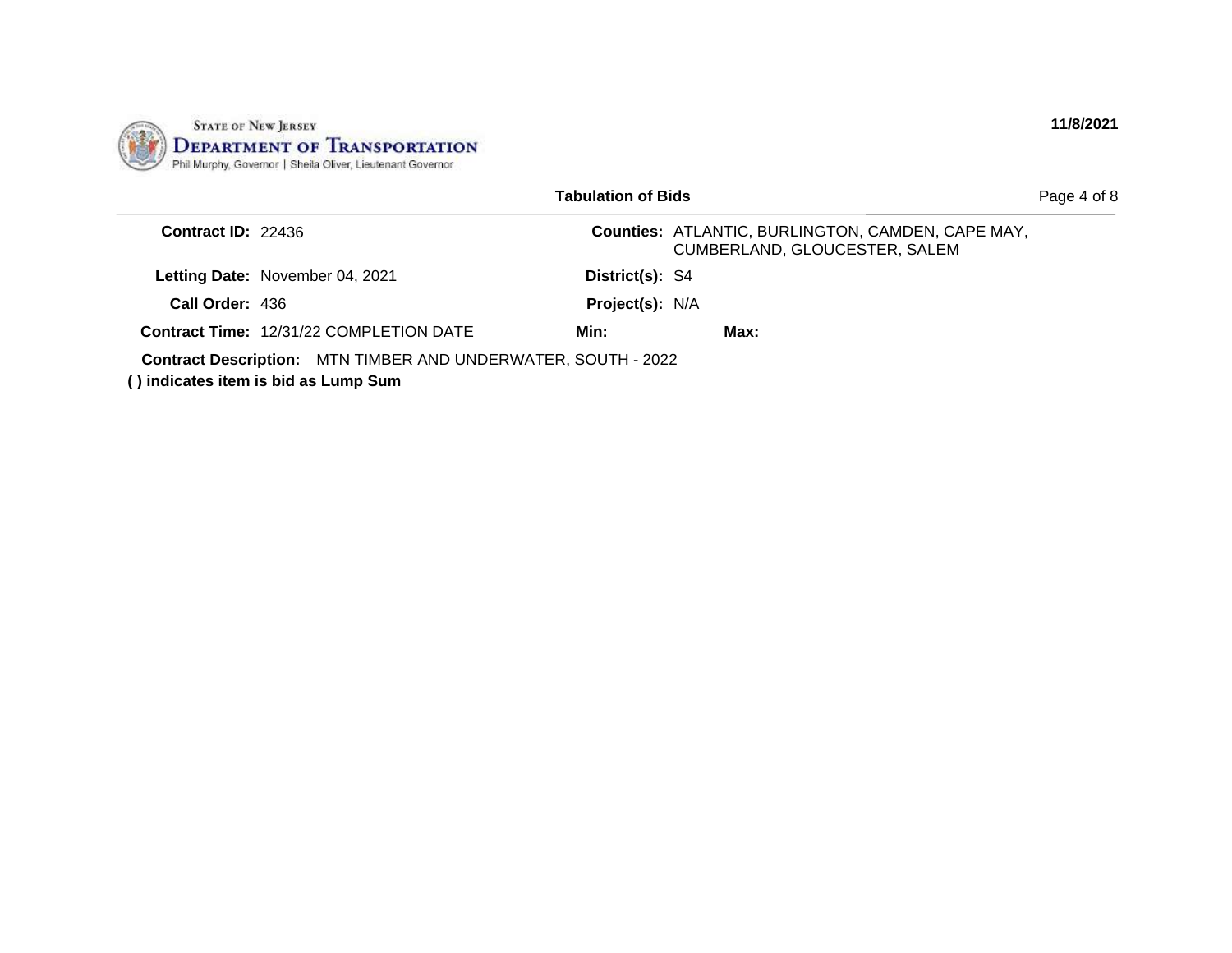STATE OF NEW JERSEY
**DEPARTMENT OF TRANSPORTATION**
Phil Murphy, Governor | Sheila Oliver, Lieutenant Governor

**11/8/2021**

**Tabulation of Bids**

| | | | |
|---|---|---|---|
| **Contract ID:** | 22436 | **Counties:** | ATLANTIC, BURLINGTON, CAMDEN, CAPE MAY, CUMBERLAND, GLOUCESTER, SALEM |
| **Letting Date:** | November 04, 2021 | **District(s):** | S4 |
| **Call Order:** | 436 | **Project(s):** | N/A |
| **Contract Time:** | 12/31/22 COMPLETION DATE | **Min:** | **Max:** |

**Contract Description:** MTN TIMBER AND UNDERWATER, SOUTH - 2022

**( ) indicates item is bid as Lump Sum**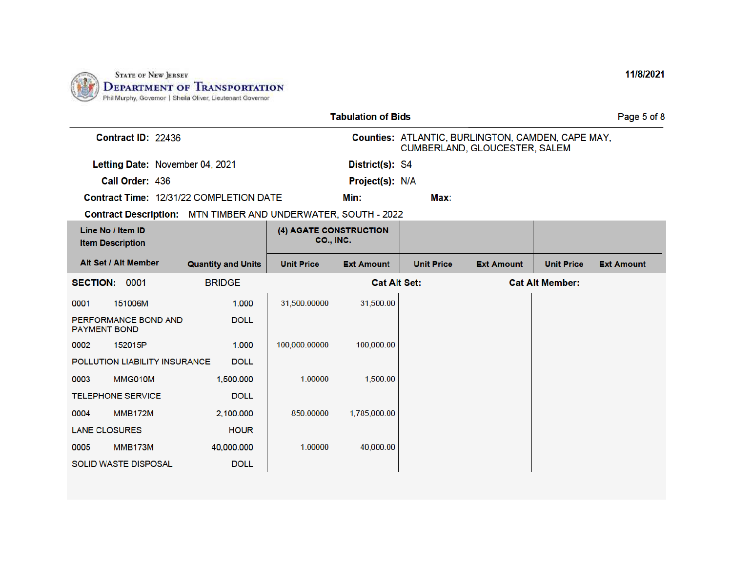State of New Jersey
**Department of Transportation**
Phil Murphy, Governor | Sheila Oliver, Lieutenant Governor

11/8/2021

## Tabulation of Bids

**Contract ID:** 22436

**Counties:** ATLANTIC, BURLINGTON, CAMDEN, CAPE MAY, CUMBERLAND, GLOUCESTER, SALEM

**Letting Date:** November 04, 2021

**District(s):** S4

**Call Order:** 436

**Project(s):** N/A

**Contract Time:** 12/31/22 COMPLETION DATE

**Min:**

**Max:**

**Contract Description:** MTN TIMBER AND UNDERWATER, SOUTH - 2022

| Line No / Item ID<br>Item Description<br>Alt Set / Alt Member | Quantity and Units | (4) AGATE CONSTRUCTION CO., INC.<br>Unit Price | Ext Amount | Unit Price | Ext Amount | Unit Price | Ext Amount |
|---|---|---|---|---|---|---|---|
| **SECTION: 0001 BRIDGE** | | | **Cat Alt Set:** | | | **Cat Alt Member:** | |
| 0001 151006M<br>PERFORMANCE BOND AND PAYMENT BOND | 1.000<br>DOLL | 31,500.00000 | 31,500.00 | | | | |
| 0002 152015P<br>POLLUTION LIABILITY INSURANCE | 1.000<br>DOLL | 100,000.00000 | 100,000.00 | | | | |
| 0003 MMG010M<br>TELEPHONE SERVICE | 1,500.000<br>DOLL | 1.00000 | 1,500.00 | | | | |
| 0004 MMB172M<br>LANE CLOSURES | 2,100.000<br>HOUR | 850.00000 | 1,785,000.00 | | | | |
| 0005 MMB173M<br>SOLID WASTE DISPOSAL | 40,000.000<br>DOLL | 1.00000 | 40,000.00 | | | | |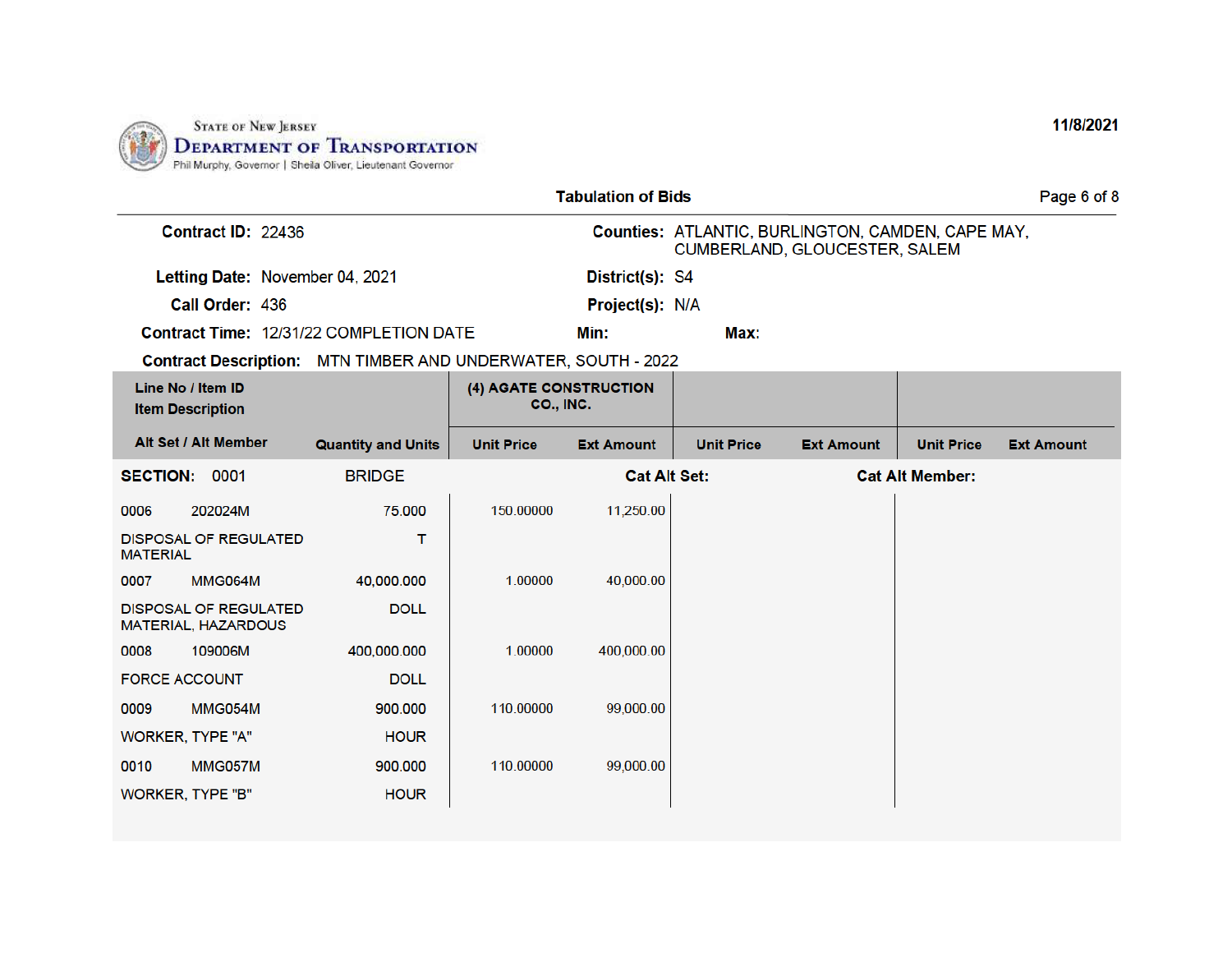State of New Jersey
**Department of Transportation**
Phil Murphy, Governor | Sheila Oliver, Lieutenant Governor

11/8/2021

## Tabulation of Bids

**Contract ID:** 22436

**Counties:** ATLANTIC, BURLINGTON, CAMDEN, CAPE MAY, CUMBERLAND, GLOUCESTER, SALEM

**Letting Date:** November 04, 2021

**District(s):** S4

**Call Order:** 436

**Project(s):** N/A

**Contract Time:** 12/31/22 COMPLETION DATE

**Min:**

**Max:**

**Contract Description:** MTN TIMBER AND UNDERWATER, SOUTH - 2022

| Line No / Item ID | Item Description | Quantity and Units | (4) AGATE CONSTRUCTION CO., INC. | | | | | |
|---|---|---|---|---|---|---|---|---|
| Alt Set / Alt Member | | | Unit Price | Ext Amount | Unit Price | Ext Amount | Unit Price | Ext Amount |
| **SECTION: 0001** | BRIDGE | | | Cat Alt Set: | | Cat Alt Member: | | |
| 0006 202024M | DISPOSAL OF REGULATED MATERIAL | 75.000 T | 150.00000 | 11,250.00 | | | | |
| 0007 MMG064M | DISPOSAL OF REGULATED MATERIAL, HAZARDOUS | 40,000.000 DOLL | 1.00000 | 40,000.00 | | | | |
| 0008 109006M | FORCE ACCOUNT | 400,000.000 DOLL | 1.00000 | 400,000.00 | | | | |
| 0009 MMG054M | WORKER, TYPE "A" | 900.000 HOUR | 110.00000 | 99,000.00 | | | | |
| 0010 MMG057M | WORKER, TYPE "B" | 900.000 HOUR | 110.00000 | 99,000.00 | | | | |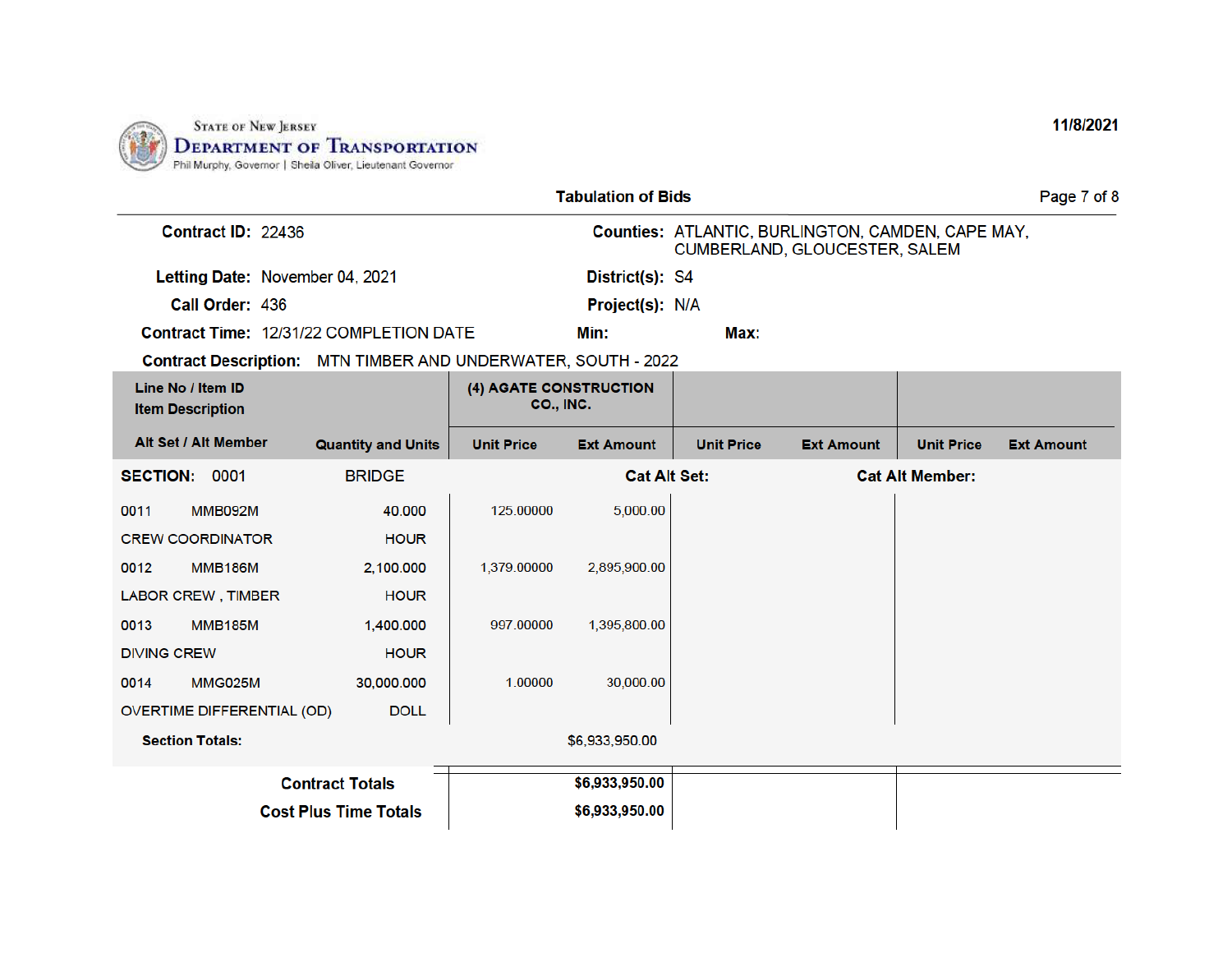State of New Jersey
**Department of Transportation**
Phil Murphy, Governor | Sheila Oliver, Lieutenant Governor

11/8/2021

## Tabulation of Bids

**Contract ID:** 22436

**Counties:** ATLANTIC, BURLINGTON, CAMDEN, CAPE MAY, CUMBERLAND, GLOUCESTER, SALEM

**Letting Date:** November 04, 2021

**District(s):** S4

**Call Order:** 436

**Project(s):** N/A

**Contract Time:** 12/31/22 COMPLETION DATE

**Min:**

**Max:**

**Contract Description:** MTN TIMBER AND UNDERWATER, SOUTH - 2022

| Line No / Item ID / Item Description / Alt Set / Alt Member | Quantity and Units | (4) AGATE CONSTRUCTION CO., INC. Unit Price | (4) AGATE CONSTRUCTION CO., INC. Ext Amount | Unit Price | Ext Amount | Unit Price | Ext Amount |
|---|---|---|---|---|---|---|---|
| **SECTION: 0001 BRIDGE** | | | **Cat Alt Set:** | | **Cat Alt Member:** | | |
| 0011 MMB092M | 40.000 | 125.00000 | 5,000.00 | | | | |
| CREW COORDINATOR | HOUR | | | | | | |
| 0012 MMB186M | 2,100.000 | 1,379.00000 | 2,895,900.00 | | | | |
| LABOR CREW , TIMBER | HOUR | | | | | | |
| 0013 MMB185M | 1,400.000 | 997.00000 | 1,395,800.00 | | | | |
| DIVING CREW | HOUR | | | | | | |
| 0014 MMG025M | 30,000.000 | 1.00000 | 30,000.00 | | | | |
| OVERTIME DIFFERENTIAL (OD) | DOLL | | | | | | |
| **Section Totals:** | | | $6,933,950.00 | | | | |
| **Contract Totals** | | | **$6,933,950.00** | | | | |
| **Cost Plus Time Totals** | | | **$6,933,950.00** | | | | |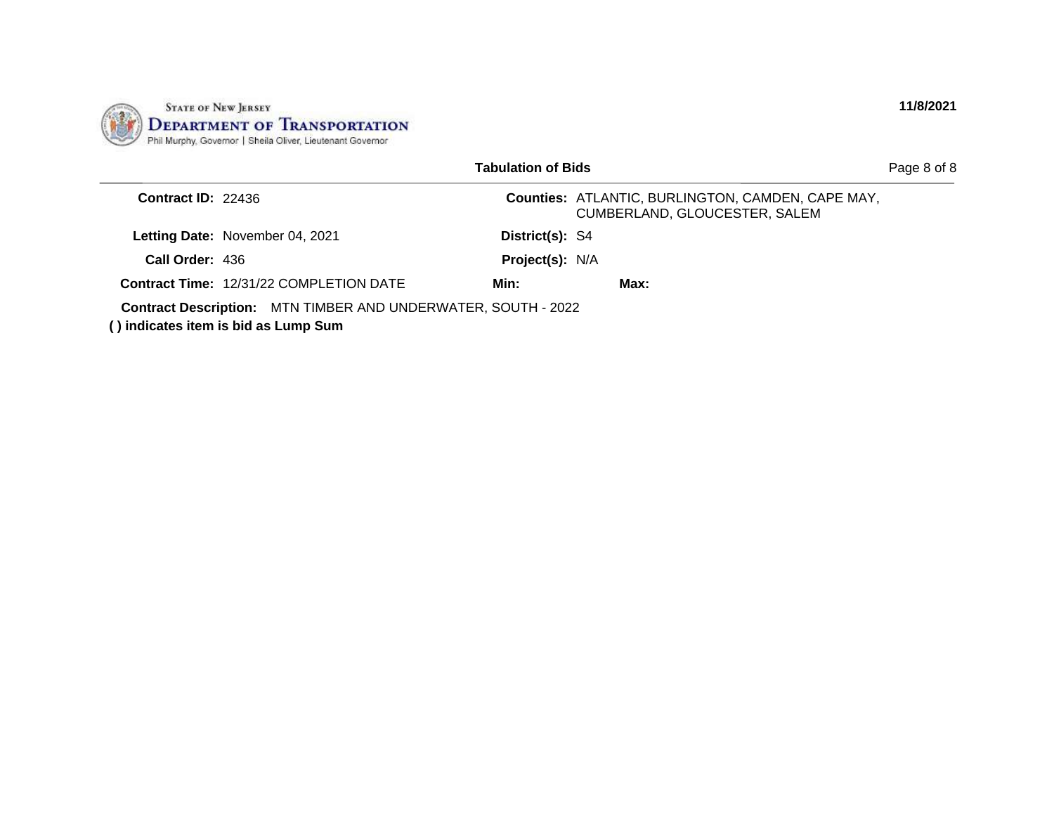STATE OF NEW JERSEY
**DEPARTMENT OF TRANSPORTATION**
Phil Murphy, Governor | Sheila Oliver, Lieutenant Governor

**11/8/2021**

**Tabulation of Bids**

| | | | |
|---|---|---|---|
| **Contract ID:** | 22436 | **Counties:** | ATLANTIC, BURLINGTON, CAMDEN, CAPE MAY, CUMBERLAND, GLOUCESTER, SALEM |
| **Letting Date:** | November 04, 2021 | **District(s):** | S4 |
| **Call Order:** | 436 | **Project(s):** | N/A |
| **Contract Time:** | 12/31/22 COMPLETION DATE | **Min:** | **Max:** |

**Contract Description:** MTN TIMBER AND UNDERWATER, SOUTH - 2022

**( ) indicates item is bid as Lump Sum**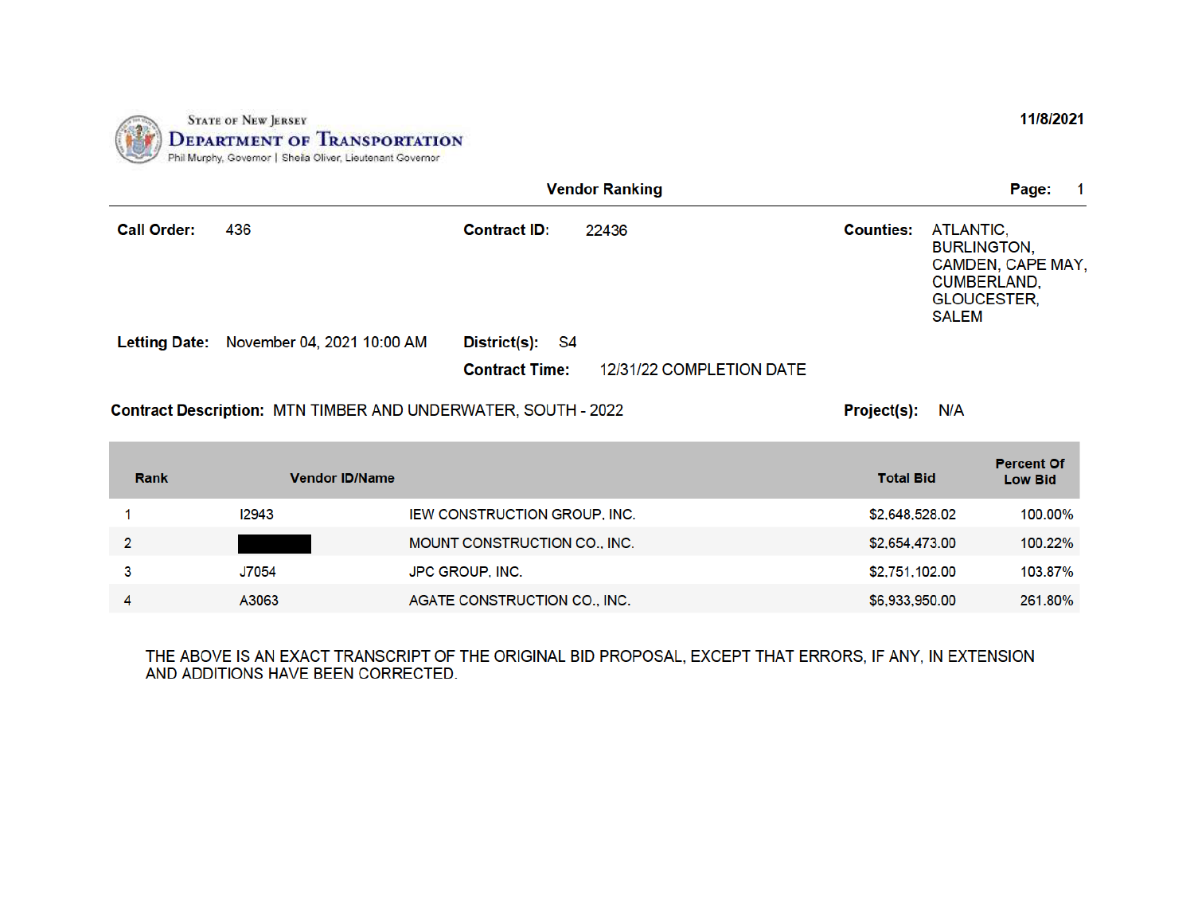STATE OF NEW JERSEY
DEPARTMENT OF TRANSPORTATION
Phil Murphy, Governor | Sheila Oliver, Lieutenant Governor

11/8/2021

## Vendor Ranking

**Call Order:** 436

**Contract ID:** 22436

**Counties:** ATLANTIC, BURLINGTON, CAMDEN, CAPE MAY, CUMBERLAND, GLOUCESTER, SALEM

**Letting Date:** November 04, 2021 10:00 AM

**District(s):** S4

**Contract Time:** 12/31/22 COMPLETION DATE

**Contract Description:** MTN TIMBER AND UNDERWATER, SOUTH - 2022

**Project(s):** N/A

| Rank | Vendor ID/Name | | Total Bid | Percent Of Low Bid |
|---|---|---|---|---|
| 1 | I2943 | IEW CONSTRUCTION GROUP, INC. | $2,648,528.02 | 100.00% |
| 2 | | MOUNT CONSTRUCTION CO., INC. | $2,654,473.00 | 100.22% |
| 3 | J7054 | JPC GROUP, INC. | $2,751,102.00 | 103.87% |
| 4 | A3063 | AGATE CONSTRUCTION CO., INC. | $6,933,950.00 | 261.80% |

THE ABOVE IS AN EXACT TRANSCRIPT OF THE ORIGINAL BID PROPOSAL, EXCEPT THAT ERRORS, IF ANY, IN EXTENSION AND ADDITIONS HAVE BEEN CORRECTED.